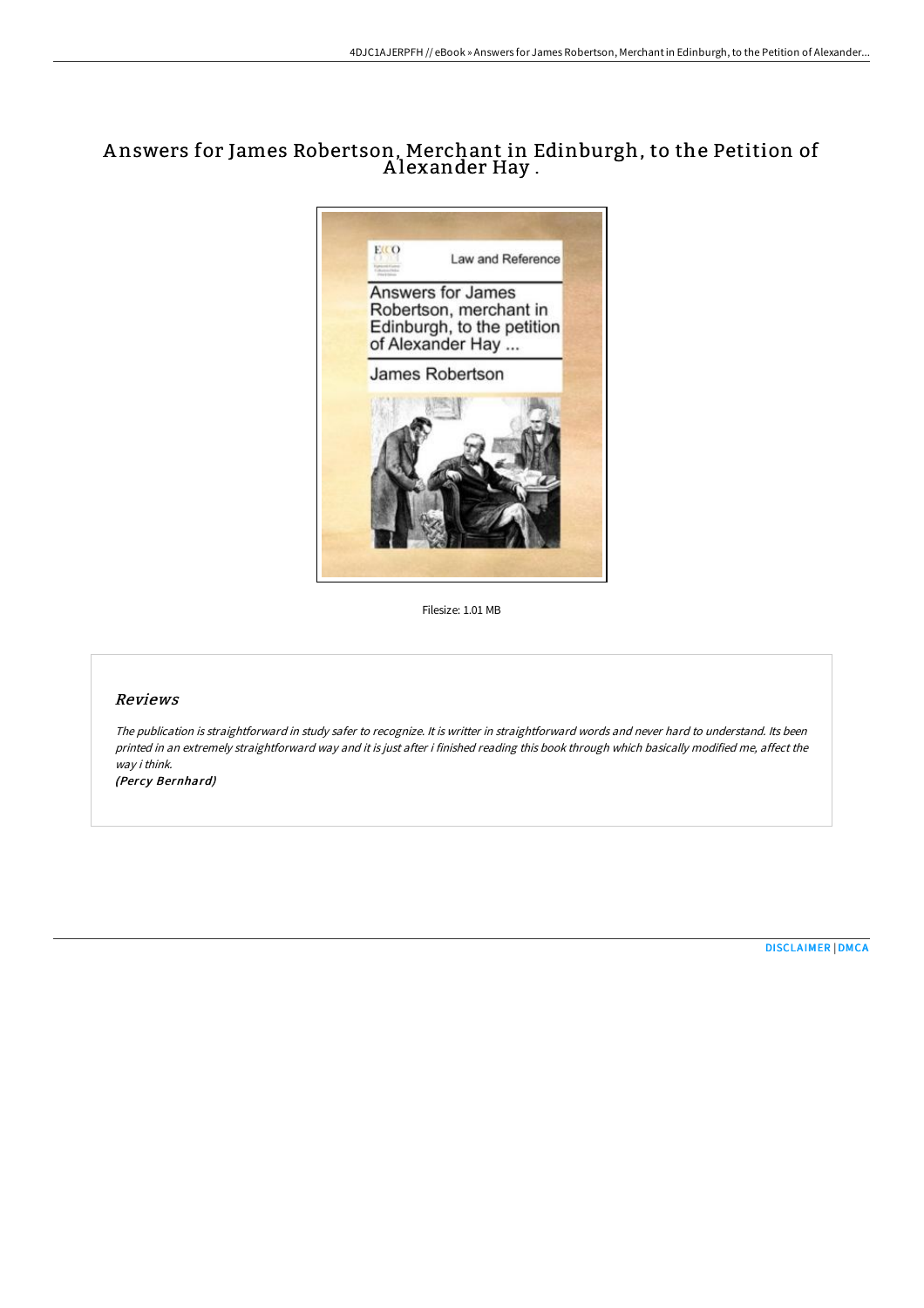# Answers for James Robertson, Merchant in Edinburgh, to the Petition of Alexander Hay .

Filesize: 1.01 MB

## Reviews

*The publication is straightforward in study safer to recognize. It is writter in straightforward words and never hard to understand. Its been printed in an extremely straightforward way and it is just after i finished reading this book through which basically modified me, affect the way i think.*

*(Percy Bernhard)*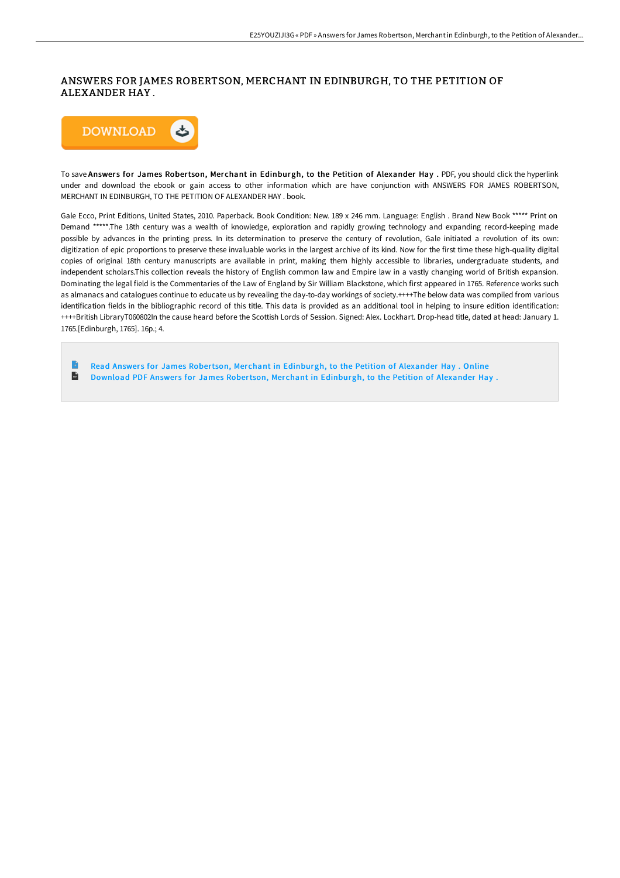# ANSWERS FOR JAMES ROBERTSON, MERCHANT IN EDINBURGH, TO THE PETITION OF ALEXANDER HAY .

DOWNLOAD

To save **Answers for James Robertson, Merchant in Edinburgh, to the Petition of Alexander Hay .** PDF, you should click the hyperlink under and download the ebook or gain access to other information which are have conjunction with ANSWERS FOR JAMES ROBERTSON, MERCHANT IN EDINBURGH, TO THE PETITION OF ALEXANDER HAY . book.

Gale Ecco, Print Editions, United States, 2010. Paperback. Book Condition: New. 189 x 246 mm. Language: English . Brand New Book ***** Print on Demand *****.The 18th century was a wealth of knowledge, exploration and rapidly growing technology and expanding record-keeping made possible by advances in the printing press. In its determination to preserve the century of revolution, Gale initiated a revolution of its own: digitization of epic proportions to preserve these invaluable works in the largest archive of its kind. Now for the first time these high-quality digital copies of original 18th century manuscripts are available in print, making them highly accessible to libraries, undergraduate students, and independent scholars.This collection reveals the history of English common law and Empire law in a vastly changing world of British expansion. Dominating the legal field is the Commentaries of the Law of England by Sir William Blackstone, which first appeared in 1765. Reference works such as almanacs and catalogues continue to educate us by revealing the day-to-day workings of society.++++The below data was compiled from various identification fields in the bibliographic record of this title. This data is provided as an additional tool in helping to insure edition identification: ++++British LibraryT060802In the cause heard before the Scottish Lords of Session. Signed: Alex. Lockhart. Drop-head title, dated at head: January 1. 1765.[Edinburgh, 1765]. 16p.; 4.

- Read Answers for James Robertson, Merchant in Edinburgh, to the Petition of Alexander Hay . Online
- Download PDF Answers for James Robertson, Merchant in Edinburgh, to the Petition of Alexander Hay .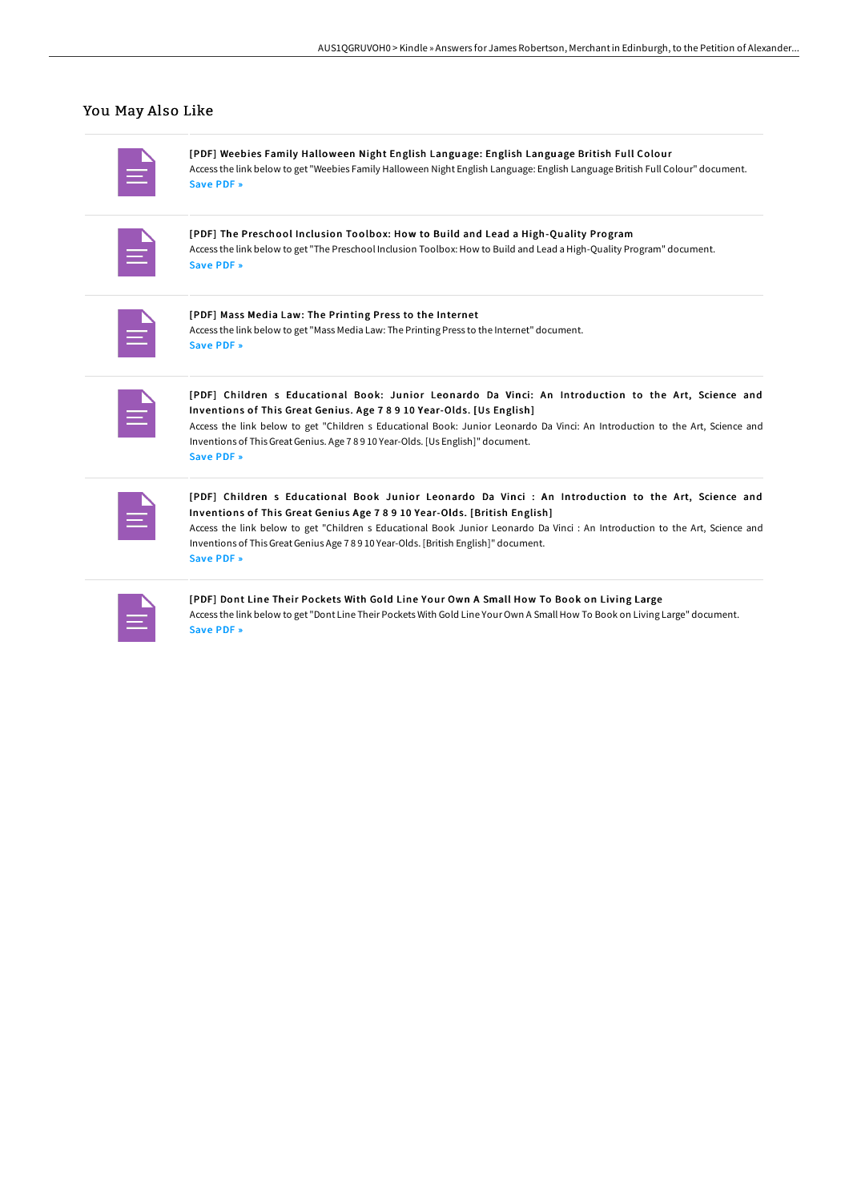## You May Also Like

**[PDF] Weebies Family Halloween Night English Language: English Language British Full Colour**
Access the link below to get "Weebies Family Halloween Night English Language: English Language British Full Colour" document.
Save PDF »

**[PDF] The Preschool Inclusion Toolbox: How to Build and Lead a High-Quality Program**
Access the link below to get "The Preschool Inclusion Toolbox: How to Build and Lead a High-Quality Program" document.
Save PDF »

**[PDF] Mass Media Law: The Printing Press to the Internet**
Access the link below to get "Mass Media Law: The Printing Press to the Internet" document.
Save PDF »

**[PDF] Children s Educational Book: Junior Leonardo Da Vinci: An Introduction to the Art, Science and Inventions of This Great Genius. Age 7 8 9 10 Year-Olds. [Us English]**
Access the link below to get "Children s Educational Book: Junior Leonardo Da Vinci: An Introduction to the Art, Science and Inventions of This Great Genius. Age 7 8 9 10 Year-Olds. [Us English]" document.
Save PDF »

**[PDF] Children s Educational Book Junior Leonardo Da Vinci : An Introduction to the Art, Science and Inventions of This Great Genius Age 7 8 9 10 Year-Olds. [British English]**
Access the link below to get "Children s Educational Book Junior Leonardo Da Vinci : An Introduction to the Art, Science and Inventions of This Great Genius Age 7 8 9 10 Year-Olds. [British English]" document.
Save PDF »

**[PDF] Dont Line Their Pockets With Gold Line Your Own A Small How To Book on Living Large**
Access the link below to get "Dont Line Their Pockets With Gold Line Your Own A Small How To Book on Living Large" document.
Save PDF »